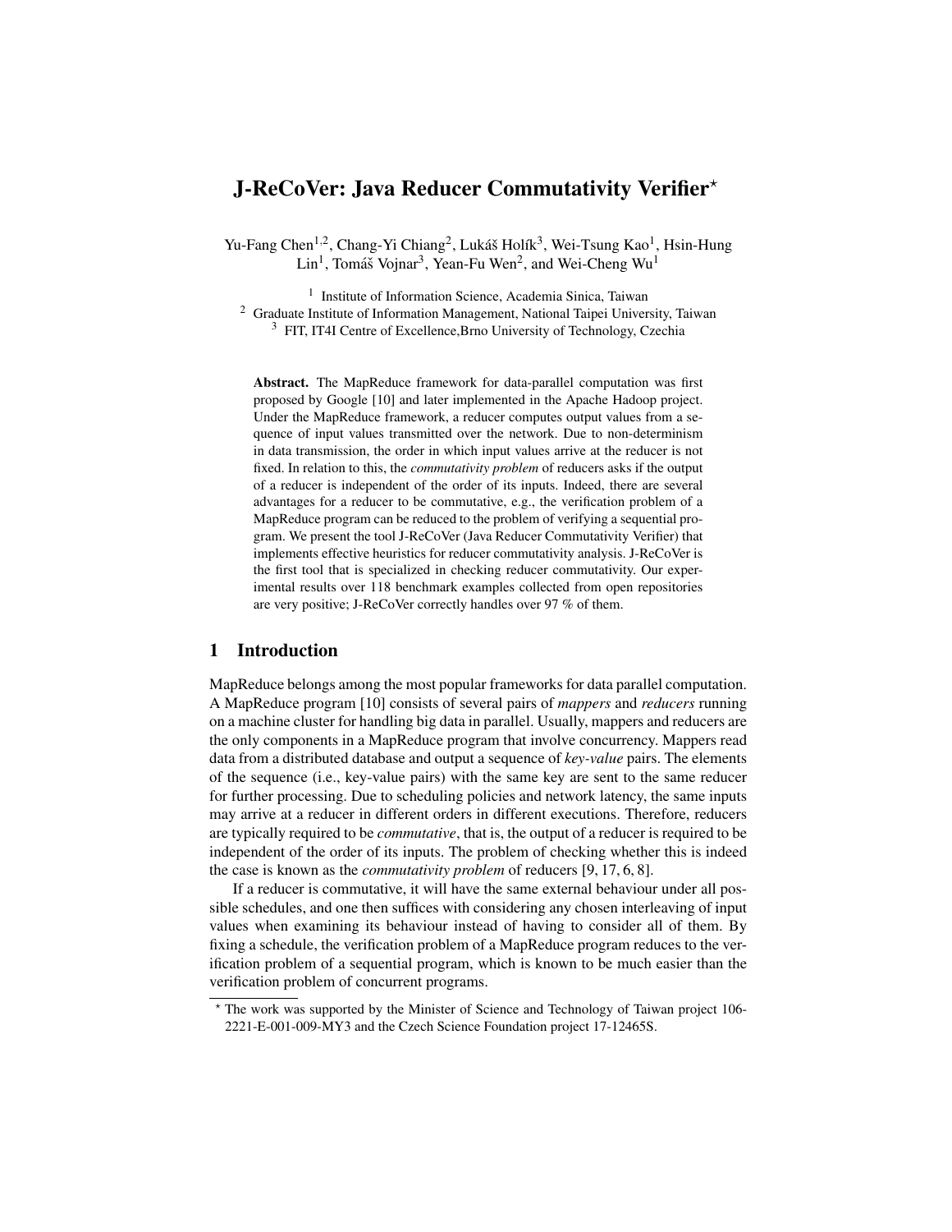# J-ReCoVer: Java Reducer Commutativity Verifier*

Yu-Fang Chen[1,2], Chang-Yi Chiang[2], Lukáš Holík[3], Wei-Tsung Kao[1], Hsin-Hung Lin[1], Tomáš Vojnar[3], Yean-Fu Wen[2], and Wei-Cheng Wu[1]

[1] Institute of Information Science, Academia Sinica, Taiwan
[2] Graduate Institute of Information Management, National Taipei University, Taiwan
[3] FIT, IT4I Centre of Excellence,Brno University of Technology, Czechia

**Abstract.** The MapReduce framework for data-parallel computation was first proposed by Google [10] and later implemented in the Apache Hadoop project. Under the MapReduce framework, a reducer computes output values from a sequence of input values transmitted over the network. Due to non-determinism in data transmission, the order in which input values arrive at the reducer is not fixed. In relation to this, the *commutativity problem* of reducers asks if the output of a reducer is independent of the order of its inputs. Indeed, there are several advantages for a reducer to be commutative, e.g., the verification problem of a MapReduce program can be reduced to the problem of verifying a sequential program. We present the tool J-ReCoVer (Java Reducer Commutativity Verifier) that implements effective heuristics for reducer commutativity analysis. J-ReCoVer is the first tool that is specialized in checking reducer commutativity. Our experimental results over 118 benchmark examples collected from open repositories are very positive; J-ReCoVer correctly handles over 97 % of them.

## 1 Introduction

MapReduce belongs among the most popular frameworks for data parallel computation. A MapReduce program [10] consists of several pairs of *mappers* and *reducers* running on a machine cluster for handling big data in parallel. Usually, mappers and reducers are the only components in a MapReduce program that involve concurrency. Mappers read data from a distributed database and output a sequence of *key-value* pairs. The elements of the sequence (i.e., key-value pairs) with the same key are sent to the same reducer for further processing. Due to scheduling policies and network latency, the same inputs may arrive at a reducer in different orders in different executions. Therefore, reducers are typically required to be *commutative*, that is, the output of a reducer is required to be independent of the order of its inputs. The problem of checking whether this is indeed the case is known as the *commutativity problem* of reducers [9, 17, 6, 8].

If a reducer is commutative, it will have the same external behaviour under all possible schedules, and one then suffices with considering any chosen interleaving of input values when examining its behaviour instead of having to consider all of them. By fixing a schedule, the verification problem of a MapReduce program reduces to the verification problem of a sequential program, which is known to be much easier than the verification problem of concurrent programs.

* The work was supported by the Minister of Science and Technology of Taiwan project 106-2221-E-001-009-MY3 and the Czech Science Foundation project 17-12465S.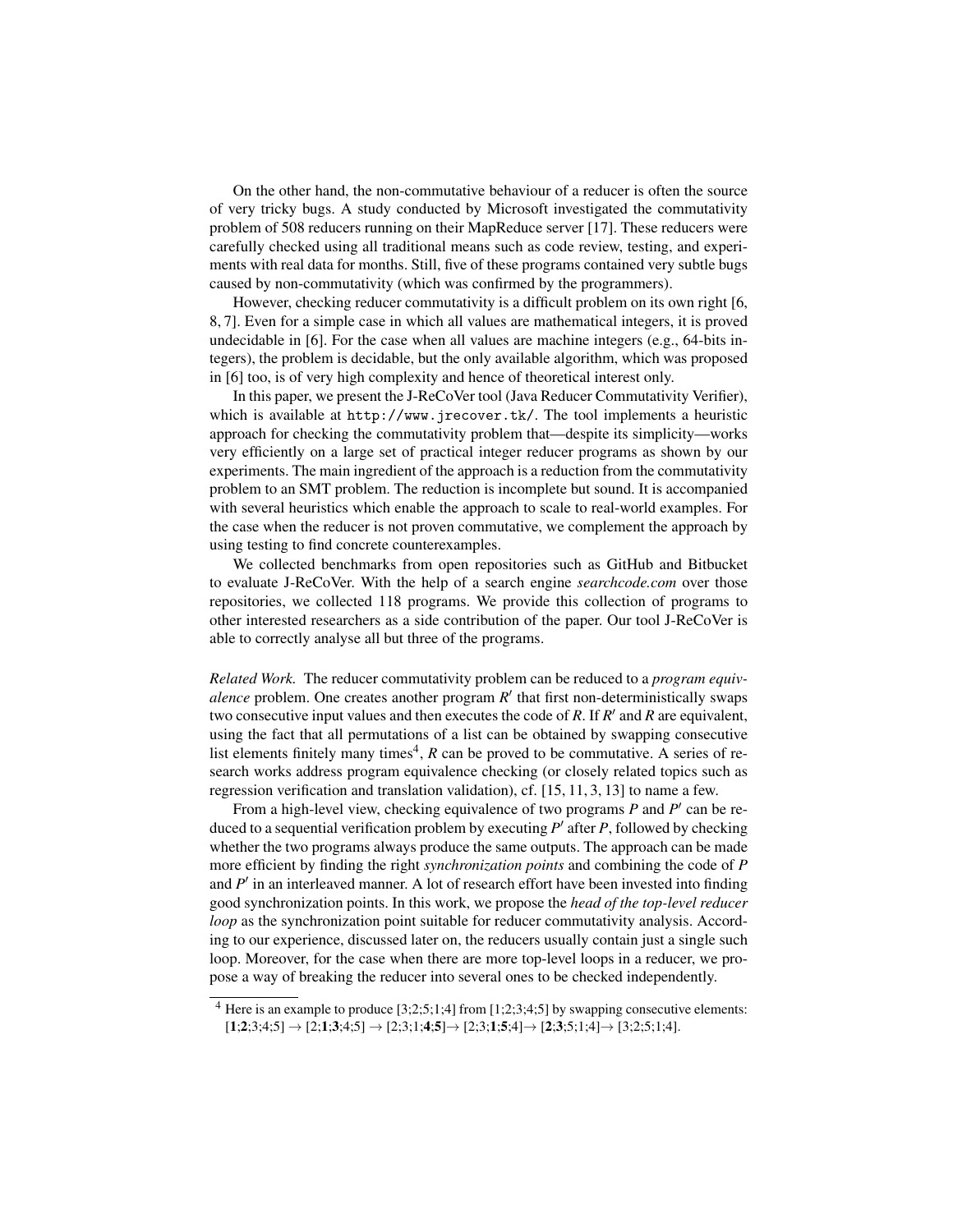On the other hand, the non-commutative behaviour of a reducer is often the source of very tricky bugs. A study conducted by Microsoft investigated the commutativity problem of 508 reducers running on their MapReduce server [17]. These reducers were carefully checked using all traditional means such as code review, testing, and experiments with real data for months. Still, five of these programs contained very subtle bugs caused by non-commutativity (which was confirmed by the programmers).

However, checking reducer commutativity is a difficult problem on its own right [6, 8, 7]. Even for a simple case in which all values are mathematical integers, it is proved undecidable in [6]. For the case when all values are machine integers (e.g., 64-bits integers), the problem is decidable, but the only available algorithm, which was proposed in [6] too, is of very high complexity and hence of theoretical interest only.

In this paper, we present the J-ReCoVer tool (Java Reducer Commutativity Verifier), which is available at `http://www.jrecover.tk/`. The tool implements a heuristic approach for checking the commutativity problem that—despite its simplicity—works very efficiently on a large set of practical integer reducer programs as shown by our experiments. The main ingredient of the approach is a reduction from the commutativity problem to an SMT problem. The reduction is incomplete but sound. It is accompanied with several heuristics which enable the approach to scale to real-world examples. For the case when the reducer is not proven commutative, we complement the approach by using testing to find concrete counterexamples.

We collected benchmarks from open repositories such as GitHub and Bitbucket to evaluate J-ReCoVer. With the help of a search engine *searchcode.com* over those repositories, we collected 118 programs. We provide this collection of programs to other interested researchers as a side contribution of the paper. Our tool J-ReCoVer is able to correctly analyse all but three of the programs.

*Related Work.* The reducer commutativity problem can be reduced to a *program equivalence* problem. One creates another program $R'$ that first non-deterministically swaps two consecutive input values and then executes the code of $R$. If $R'$ and $R$ are equivalent, using the fact that all permutations of a list can be obtained by swapping consecutive list elements finitely many times[4], $R$ can be proved to be commutative. A series of research works address program equivalence checking (or closely related topics such as regression verification and translation validation), cf. [15, 11, 3, 13] to name a few.

From a high-level view, checking equivalence of two programs $P$ and $P'$ can be reduced to a sequential verification problem by executing $P'$ after $P$, followed by checking whether the two programs always produce the same outputs. The approach can be made more efficient by finding the right *synchronization points* and combining the code of $P$ and $P'$ in an interleaved manner. A lot of research effort have been invested into finding good synchronization points. In this work, we propose the *head of the top-level reducer loop* as the synchronization point suitable for reducer commutativity analysis. According to our experience, discussed later on, the reducers usually contain just a single such loop. Moreover, for the case when there are more top-level loops in a reducer, we propose a way of breaking the reducer into several ones to be checked independently.

[4] Here is an example to produce [3;2;5;1;4] from [1;2;3;4;5] by swapping consecutive elements: [**1**;**2**;3;4;5] → [2;**1**;**3**;4;5] → [2;3;1;**4**;**5**]→ [2;3;**1**;**5**;4]→ [**2**;**3**;5;1;4]→ [3;2;5;1;4].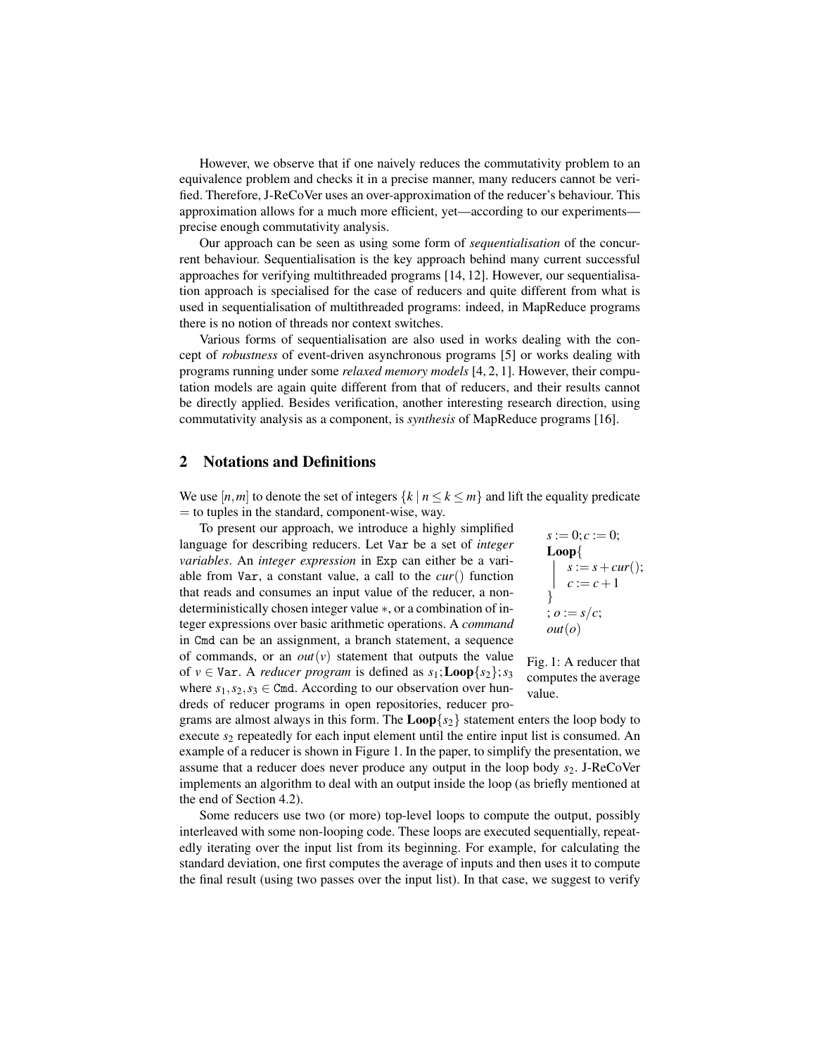However, we observe that if one naively reduces the commutativity problem to an equivalence problem and checks it in a precise manner, many reducers cannot be verified. Therefore, J-ReCoVer uses an over-approximation of the reducer's behaviour. This approximation allows for a much more efficient, yet—according to our experiments—precise enough commutativity analysis.

Our approach can be seen as using some form of *sequentialisation* of the concurrent behaviour. Sequentialisation is the key approach behind many current successful approaches for verifying multithreaded programs [14, 12]. However, our sequentialisation approach is specialised for the case of reducers and quite different from what is used in sequentialisation of multithreaded programs: indeed, in MapReduce programs there is no notion of threads nor context switches.

Various forms of sequentialisation are also used in works dealing with the concept of *robustness* of event-driven asynchronous programs [5] or works dealing with programs running under some *relaxed memory models* [4, 2, 1]. However, their computation models are again quite different from that of reducers, and their results cannot be directly applied. Besides verification, another interesting research direction, using commutativity analysis as a component, is *synthesis* of MapReduce programs [16].

## 2 Notations and Definitions

We use $[n,m]$ to denote the set of integers $\{k \mid n \leq k \leq m\}$ and lift the equality predicate $=$ to tuples in the standard, component-wise, way.

To present our approach, we introduce a highly simplified language for describing reducers. Let Var be a set of *integer variables*. An *integer expression* in Exp can either be a variable from Var, a constant value, a call to the $cur()$ function that reads and consumes an input value of the reducer, a nondeterministically chosen integer value $*$, or a combination of integer expressions over basic arithmetic operations. A *command* in Cmd can be an assignment, a branch statement, a sequence of commands, or an $out(v)$ statement that outputs the value of $v \in$ Var. A *reducer program* is defined as $s_1;\mathbf{Loop}\{s_2\};s_3$ where $s_1, s_2, s_3 \in$ Cmd. According to our observation over hundreds of reducer programs in open repositories, reducer programs are almost always in this form. The $\mathbf{Loop}\{s_2\}$ statement enters the loop body to execute $s_2$ repeatedly for each input element until the entire input list is consumed. An example of a reducer is shown in Figure 1. In the paper, to simplify the presentation, we assume that a reducer does never produce any output in the loop body $s_2$. J-ReCoVer implements an algorithm to deal with an output inside the loop (as briefly mentioned at the end of Section 4.2).

$$
\begin{array}{l}
s := 0; c := 0; \\
\mathbf{Loop}\{ \\
\quad s := s + cur(); \\
\quad c := c + 1 \\
\} \\
; o := s/c; \\
out(o)
\end{array}
$$

Fig. 1: A reducer that computes the average value.

Some reducers use two (or more) top-level loops to compute the output, possibly interleaved with some non-looping code. These loops are executed sequentially, repeatedly iterating over the input list from its beginning. For example, for calculating the standard deviation, one first computes the average of inputs and then uses it to compute the final result (using two passes over the input list). In that case, we suggest to verify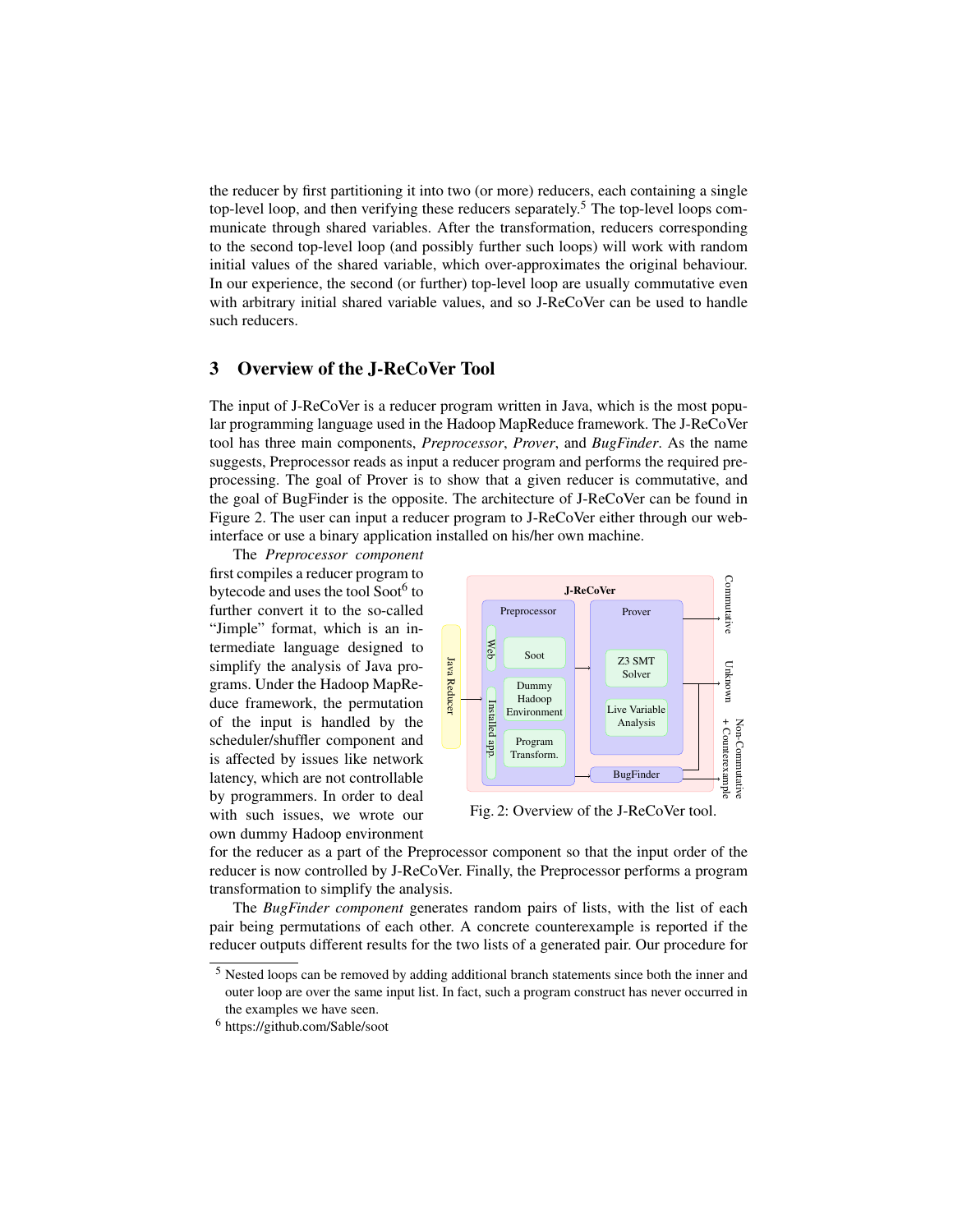the reducer by first partitioning it into two (or more) reducers, each containing a single top-level loop, and then verifying these reducers separately.[5] The top-level loops communicate through shared variables. After the transformation, reducers corresponding to the second top-level loop (and possibly further such loops) will work with random initial values of the shared variable, which over-approximates the original behaviour. In our experience, the second (or further) top-level loop are usually commutative even with arbitrary initial shared variable values, and so J-ReCoVer can be used to handle such reducers.

## 3 Overview of the J-ReCoVer Tool

The input of J-ReCoVer is a reducer program written in Java, which is the most popular programming language used in the Hadoop MapReduce framework. The J-ReCoVer tool has three main components, *Preprocessor*, *Prover*, and *BugFinder*. As the name suggests, Preprocessor reads as input a reducer program and performs the required preprocessing. The goal of Prover is to show that a given reducer is commutative, and the goal of BugFinder is the opposite. The architecture of J-ReCoVer can be found in Figure 2. The user can input a reducer program to J-ReCoVer either through our web-interface or use a binary application installed on his/her own machine.

The *Preprocessor component* first compiles a reducer program to bytecode and uses the tool Soot[6] to further convert it to the so-called "Jimple" format, which is an intermediate language designed to simplify the analysis of Java programs. Under the Hadoop MapReduce framework, the permutation of the input is handled by the scheduler/shuffler component and is affected by issues like network latency, which are not controllable by programmers. In order to deal with such issues, we wrote our own dummy Hadoop environment for the reducer as a part of the Preprocessor component so that the input order of the reducer is now controlled by J-ReCoVer. Finally, the Preprocessor performs a program transformation to simplify the analysis.

Fig. 2: Overview of the J-ReCoVer tool.

The *BugFinder component* generates random pairs of lists, with the list of each pair being permutations of each other. A concrete counterexample is reported if the reducer outputs different results for the two lists of a generated pair. Our procedure for

[5] Nested loops can be removed by adding additional branch statements since both the inner and outer loop are over the same input list. In fact, such a program construct has never occurred in the examples we have seen.

[6] https://github.com/Sable/soot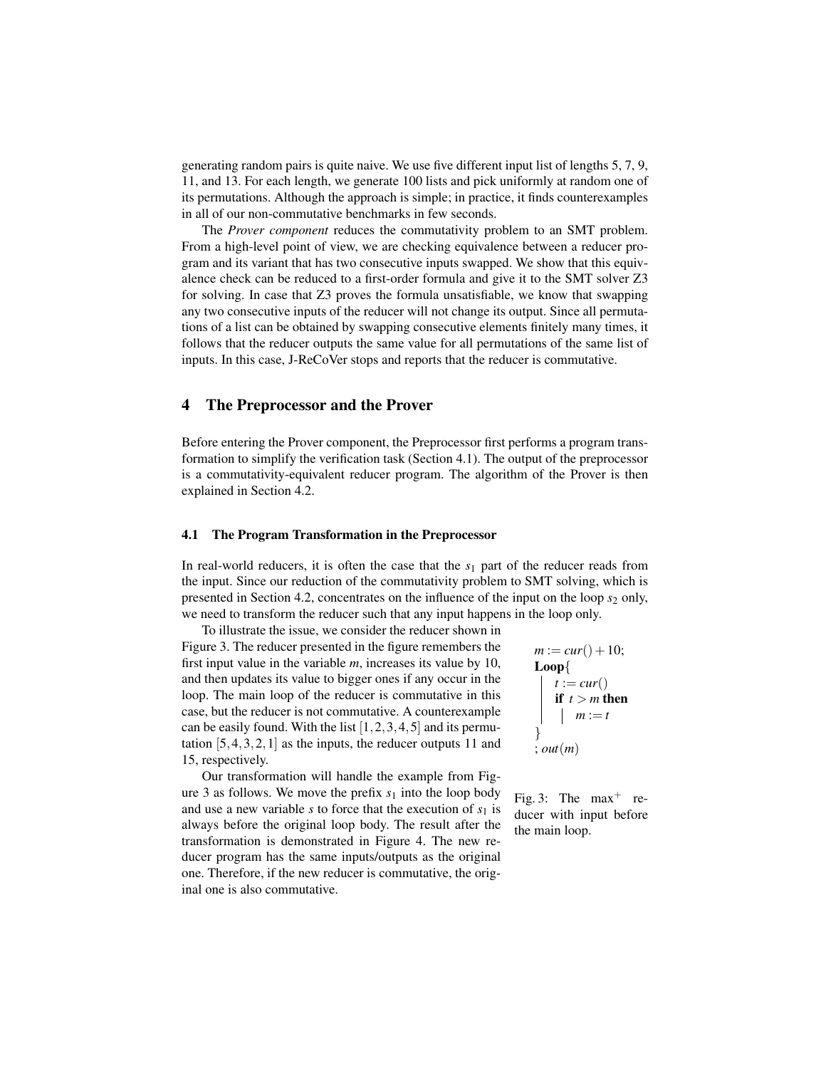generating random pairs is quite naive. We use five different input list of lengths 5, 7, 9, 11, and 13. For each length, we generate 100 lists and pick uniformly at random one of its permutations. Although the approach is simple; in practice, it finds counterexamples in all of our non-commutative benchmarks in few seconds.

The *Prover component* reduces the commutativity problem to an SMT problem. From a high-level point of view, we are checking equivalence between a reducer program and its variant that has two consecutive inputs swapped. We show that this equivalence check can be reduced to a first-order formula and give it to the SMT solver Z3 for solving. In case that Z3 proves the formula unsatisfiable, we know that swapping any two consecutive inputs of the reducer will not change its output. Since all permutations of a list can be obtained by swapping consecutive elements finitely many times, it follows that the reducer outputs the same value for all permutations of the same list of inputs. In this case, J-ReCoVer stops and reports that the reducer is commutative.

## 4 The Preprocessor and the Prover

Before entering the Prover component, the Preprocessor first performs a program transformation to simplify the verification task (Section 4.1). The output of the preprocessor is a commutativity-equivalent reducer program. The algorithm of the Prover is then explained in Section 4.2.

### 4.1 The Program Transformation in the Preprocessor

In real-world reducers, it is often the case that the $s_1$ part of the reducer reads from the input. Since our reduction of the commutativity problem to SMT solving, which is presented in Section 4.2, concentrates on the influence of the input on the loop $s_2$ only, we need to transform the reducer such that any input happens in the loop only.

To illustrate the issue, we consider the reducer shown in Figure 3. The reducer presented in the figure remembers the first input value in the variable $m$, increases its value by 10, and then updates its value to bigger ones if any occur in the loop. The main loop of the reducer is commutative in this case, but the reducer is not commutative. A counterexample can be easily found. With the list $[1,2,3,4,5]$ and its permutation $[5,4,3,2,1]$ as the inputs, the reducer outputs 11 and 15, respectively.

```
m := cur() + 10;
Loop{
    t := cur()
    if t > m then
        m := t
}
; out(m)
```

Fig. 3: The $\max^{+}$ reducer with input before the main loop.

Our transformation will handle the example from Figure 3 as follows. We move the prefix $s_1$ into the loop body and use a new variable $s$ to force that the execution of $s_1$ is always before the original loop body. The result after the transformation is demonstrated in Figure 4. The new reducer program has the same inputs/outputs as the original one. Therefore, if the new reducer is commutative, the original one is also commutative.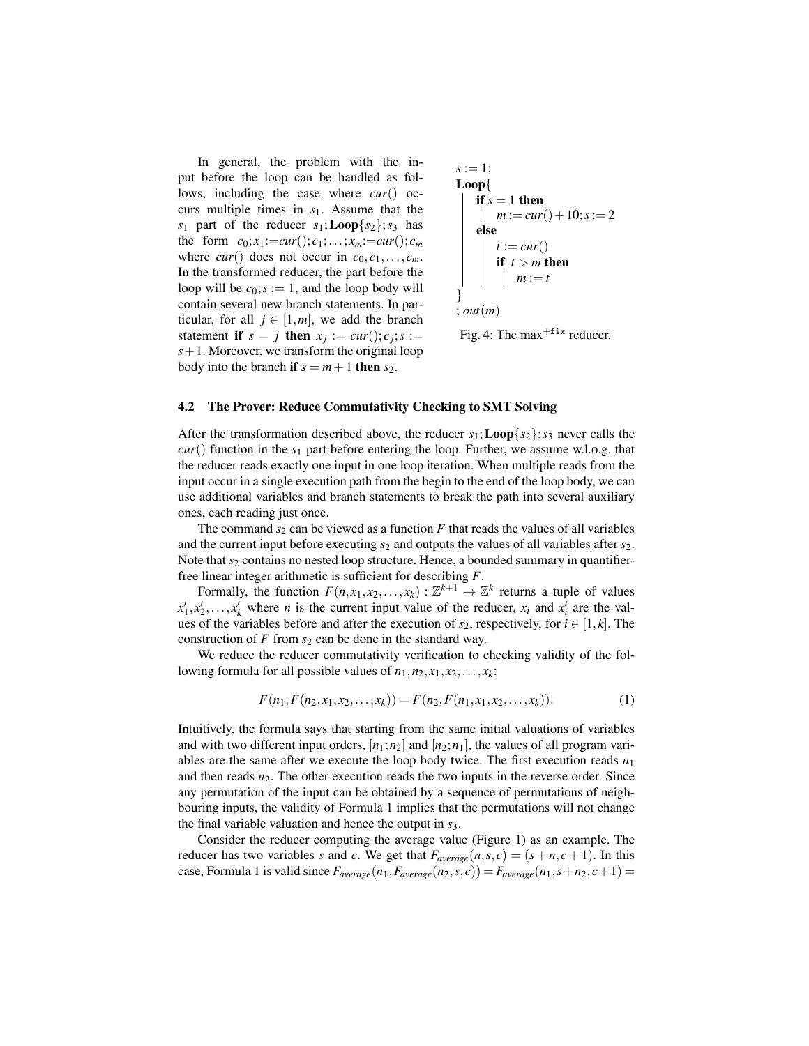In general, the problem with the input before the loop can be handled as follows, including the case where $cur()$ occurs multiple times in $s_1$. Assume that the $s_1$ part of the reducer $s_1;\textbf{Loop}\{s_2\};s_3$ has the form $c_0;x_1{:=}cur();c_1;\ldots;x_m{:=}cur();c_m$ where $cur()$ does not occur in $c_0,c_1,\ldots,c_m$. In the transformed reducer, the part before the loop will be $c_0;s := 1$, and the loop body will contain several new branch statements. In particular, for all $j \in [1,m]$, we add the branch statement **if** $s = j$ **then** $x_j := cur();c_j;s := s+1$. Moreover, we transform the original loop body into the branch **if** $s = m+1$ **then** $s_2$.

```
s := 1;
Loop{
  if s = 1 then
  |  m := cur() + 10; s := 2
  else
  |  t := cur()
  |  if t > m then
  |  |  m := t
}
; out(m)
```

Fig. 4: The max$^{+\texttt{fix}}$ reducer.

### 4.2 The Prover: Reduce Commutativity Checking to SMT Solving

After the transformation described above, the reducer $s_1;\textbf{Loop}\{s_2\};s_3$ never calls the $cur()$ function in the $s_1$ part before entering the loop. Further, we assume w.l.o.g. that the reducer reads exactly one input in one loop iteration. When multiple reads from the input occur in a single execution path from the begin to the end of the loop body, we can use additional variables and branch statements to break the path into several auxiliary ones, each reading just once.

The command $s_2$ can be viewed as a function $F$ that reads the values of all variables and the current input before executing $s_2$ and outputs the values of all variables after $s_2$. Note that $s_2$ contains no nested loop structure. Hence, a bounded summary in quantifier-free linear integer arithmetic is sufficient for describing $F$.

Formally, the function $F(n,x_1,x_2,\ldots,x_k) : \mathbb{Z}^{k+1} \to \mathbb{Z}^k$ returns a tuple of values $x'_1,x'_2,\ldots,x'_k$ where $n$ is the current input value of the reducer, $x_i$ and $x'_i$ are the values of the variables before and after the execution of $s_2$, respectively, for $i \in [1,k]$. The construction of $F$ from $s_2$ can be done in the standard way.

We reduce the reducer commutativity verification to checking validity of the following formula for all possible values of $n_1,n_2,x_1,x_2,\ldots,x_k$:

$$F(n_1,F(n_2,x_1,x_2,\ldots,x_k)) = F(n_2,F(n_1,x_1,x_2,\ldots,x_k)). \quad (1)$$

Intuitively, the formula says that starting from the same initial valuations of variables and with two different input orders, $[n_1;n_2]$ and $[n_2;n_1]$, the values of all program variables are the same after we execute the loop body twice. The first execution reads $n_1$ and then reads $n_2$. The other execution reads the two inputs in the reverse order. Since any permutation of the input can be obtained by a sequence of permutations of neighbouring inputs, the validity of Formula 1 implies that the permutations will not change the final variable valuation and hence the output in $s_3$.

Consider the reducer computing the average value (Figure 1) as an example. The reducer has two variables $s$ and $c$. We get that $F_{average}(n,s,c) = (s+n,c+1)$. In this case, Formula 1 is valid since $F_{average}(n_1,F_{average}(n_2,s,c)) = F_{average}(n_1,s+n_2,c+1) =$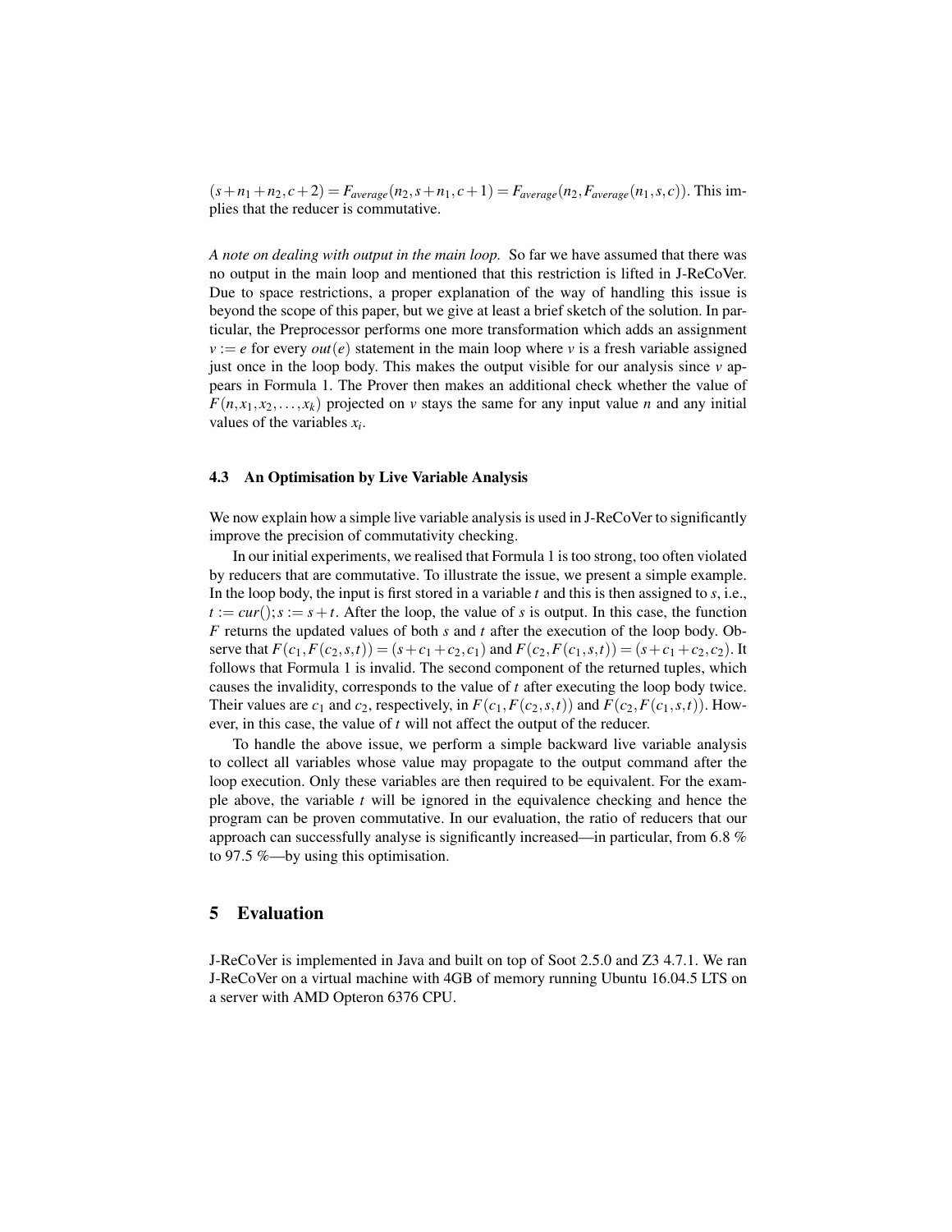$(s+n_1+n_2, c+2) = F_{average}(n_2, s+n_1, c+1) = F_{average}(n_2, F_{average}(n_1, s, c))$. This implies that the reducer is commutative.

*A note on dealing with output in the main loop.* So far we have assumed that there was no output in the main loop and mentioned that this restriction is lifted in J-ReCoVer. Due to space restrictions, a proper explanation of the way of handling this issue is beyond the scope of this paper, but we give at least a brief sketch of the solution. In particular, the Preprocessor performs one more transformation which adds an assignment $v := e$ for every $out(e)$ statement in the main loop where $v$ is a fresh variable assigned just once in the loop body. This makes the output visible for our analysis since $v$ appears in Formula 1. The Prover then makes an additional check whether the value of $F(n, x_1, x_2, \ldots, x_k)$ projected on $v$ stays the same for any input value $n$ and any initial values of the variables $x_i$.

### 4.3 An Optimisation by Live Variable Analysis

We now explain how a simple live variable analysis is used in J-ReCoVer to significantly improve the precision of commutativity checking.

In our initial experiments, we realised that Formula 1 is too strong, too often violated by reducers that are commutative. To illustrate the issue, we present a simple example. In the loop body, the input is first stored in a variable $t$ and this is then assigned to $s$, i.e., $t := cur(); s := s+t$. After the loop, the value of $s$ is output. In this case, the function $F$ returns the updated values of both $s$ and $t$ after the execution of the loop body. Observe that $F(c_1, F(c_2, s, t)) = (s+c_1+c_2, c_1)$ and $F(c_2, F(c_1, s, t)) = (s+c_1+c_2, c_2)$. It follows that Formula 1 is invalid. The second component of the returned tuples, which causes the invalidity, corresponds to the value of $t$ after executing the loop body twice. Their values are $c_1$ and $c_2$, respectively, in $F(c_1, F(c_2, s, t))$ and $F(c_2, F(c_1, s, t))$. However, in this case, the value of $t$ will not affect the output of the reducer.

To handle the above issue, we perform a simple backward live variable analysis to collect all variables whose value may propagate to the output command after the loop execution. Only these variables are then required to be equivalent. For the example above, the variable $t$ will be ignored in the equivalence checking and hence the program can be proven commutative. In our evaluation, the ratio of reducers that our approach can successfully analyse is significantly increased—in particular, from 6.8 % to 97.5 %—by using this optimisation.

## 5 Evaluation

J-ReCoVer is implemented in Java and built on top of Soot 2.5.0 and Z3 4.7.1. We ran J-ReCoVer on a virtual machine with 4GB of memory running Ubuntu 16.04.5 LTS on a server with AMD Opteron 6376 CPU.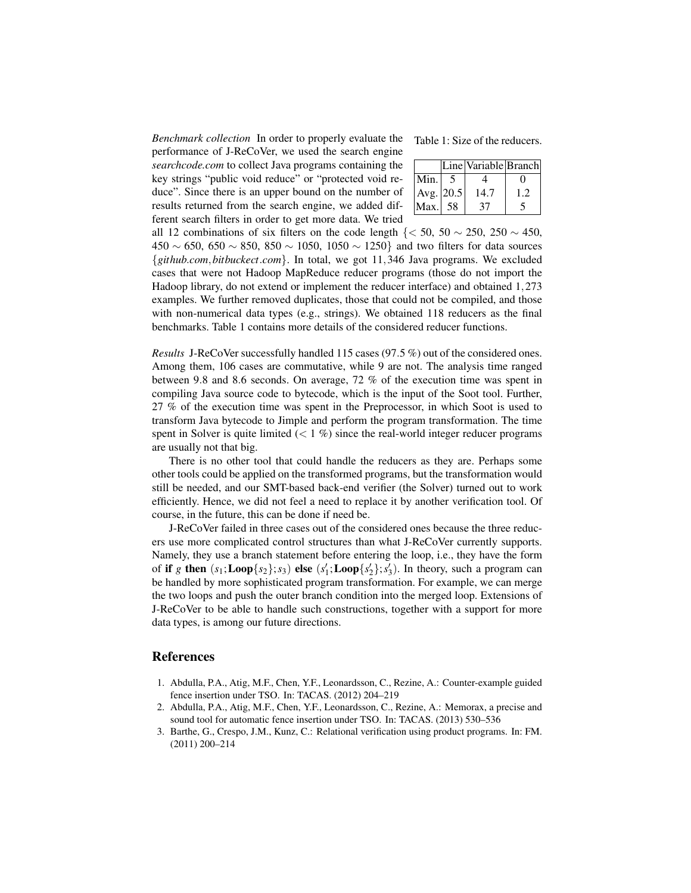*Benchmark collection* In order to properly evaluate the performance of J-ReCoVer, we used the search engine *searchcode.com* to collect Java programs containing the key strings "public void reduce" or "protected void reduce". Since there is an upper bound on the number of results returned from the search engine, we added different search filters in order to get more data. We tried all 12 combinations of six filters on the code length $\{< 50,\ 50 \sim 250,\ 250 \sim 450,\ 450 \sim 650,\ 650 \sim 850,\ 850 \sim 1050,\ 1050 \sim 1250\}$ and two filters for data sources $\{github.com, bitbuckect.com\}$. In total, we got 11,346 Java programs. We excluded cases that were not Hadoop MapReduce reducer programs (those do not import the Hadoop library, do not extend or implement the reducer interface) and obtained 1,273 examples. We further removed duplicates, those that could not be compiled, and those with non-numerical data types (e.g., strings). We obtained 118 reducers as the final benchmarks. Table 1 contains more details of the considered reducer functions.

Table 1: Size of the reducers.

| | Line | Variable | Branch |
|---|---|---|---|
| Min. | 5 | 4 | 0 |
| Avg. | 20.5 | 14.7 | 1.2 |
| Max. | 58 | 37 | 5 |

*Results* J-ReCoVer successfully handled 115 cases (97.5 %) out of the considered ones. Among them, 106 cases are commutative, while 9 are not. The analysis time ranged between 9.8 and 8.6 seconds. On average, 72 % of the execution time was spent in compiling Java source code to bytecode, which is the input of the Soot tool. Further, 27 % of the execution time was spent in the Preprocessor, in which Soot is used to transform Java bytecode to Jimple and perform the program transformation. The time spent in Solver is quite limited ($< 1$ %) since the real-world integer reducer programs are usually not that big.

There is no other tool that could handle the reducers as they are. Perhaps some other tools could be applied on the transformed programs, but the transformation would still be needed, and our SMT-based back-end verifier (the Solver) turned out to work efficiently. Hence, we did not feel a need to replace it by another verification tool. Of course, in the future, this can be done if need be.

J-ReCoVer failed in three cases out of the considered ones because the three reducers use more complicated control structures than what J-ReCoVer currently supports. Namely, they use a branch statement before entering the loop, i.e., they have the form of **if** $g$ **then** $(s_1;\textbf{Loop}\{s_2\};s_3)$ **else** $(s_1';\textbf{Loop}\{s_2'\};s_3')$. In theory, such a program can be handled by more sophisticated program transformation. For example, we can merge the two loops and push the outer branch condition into the merged loop. Extensions of J-ReCoVer to be able to handle such constructions, together with a support for more data types, is among our future directions.

## References

1. Abdulla, P.A., Atig, M.F., Chen, Y.F., Leonardsson, C., Rezine, A.: Counter-example guided fence insertion under TSO. In: TACAS. (2012) 204–219
2. Abdulla, P.A., Atig, M.F., Chen, Y.F., Leonardsson, C., Rezine, A.: Memorax, a precise and sound tool for automatic fence insertion under TSO. In: TACAS. (2013) 530–536
3. Barthe, G., Crespo, J.M., Kunz, C.: Relational verification using product programs. In: FM. (2011) 200–214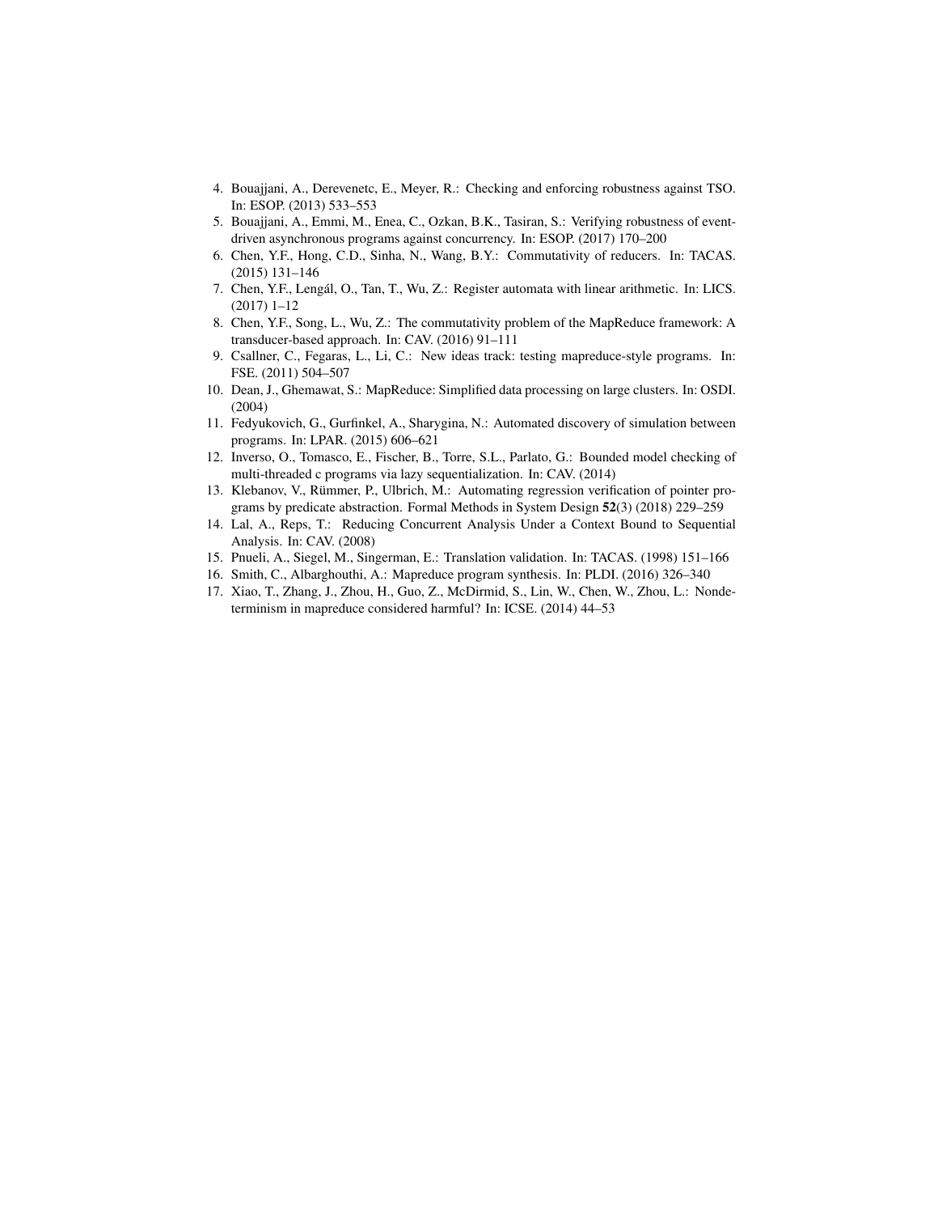4. Bouajjani, A., Derevenetc, E., Meyer, R.: Checking and enforcing robustness against TSO. In: ESOP. (2013) 533–553
5. Bouajjani, A., Emmi, M., Enea, C., Ozkan, B.K., Tasiran, S.: Verifying robustness of event-driven asynchronous programs against concurrency. In: ESOP. (2017) 170–200
6. Chen, Y.F., Hong, C.D., Sinha, N., Wang, B.Y.: Commutativity of reducers. In: TACAS. (2015) 131–146
7. Chen, Y.F., Lengál, O., Tan, T., Wu, Z.: Register automata with linear arithmetic. In: LICS. (2017) 1–12
8. Chen, Y.F., Song, L., Wu, Z.: The commutativity problem of the MapReduce framework: A transducer-based approach. In: CAV. (2016) 91–111
9. Csallner, C., Fegaras, L., Li, C.: New ideas track: testing mapreduce-style programs. In: FSE. (2011) 504–507
10. Dean, J., Ghemawat, S.: MapReduce: Simplified data processing on large clusters. In: OSDI. (2004)
11. Fedyukovich, G., Gurfinkel, A., Sharygina, N.: Automated discovery of simulation between programs. In: LPAR. (2015) 606–621
12. Inverso, O., Tomasco, E., Fischer, B., Torre, S.L., Parlato, G.: Bounded model checking of multi-threaded c programs via lazy sequentialization. In: CAV. (2014)
13. Klebanov, V., Rümmer, P., Ulbrich, M.: Automating regression verification of pointer programs by predicate abstraction. Formal Methods in System Design **52**(3) (2018) 229–259
14. Lal, A., Reps, T.: Reducing Concurrent Analysis Under a Context Bound to Sequential Analysis. In: CAV. (2008)
15. Pnueli, A., Siegel, M., Singerman, E.: Translation validation. In: TACAS. (1998) 151–166
16. Smith, C., Albarghouthi, A.: Mapreduce program synthesis. In: PLDI. (2016) 326–340
17. Xiao, T., Zhang, J., Zhou, H., Guo, Z., McDirmid, S., Lin, W., Chen, W., Zhou, L.: Nondeterminism in mapreduce considered harmful? In: ICSE. (2014) 44–53